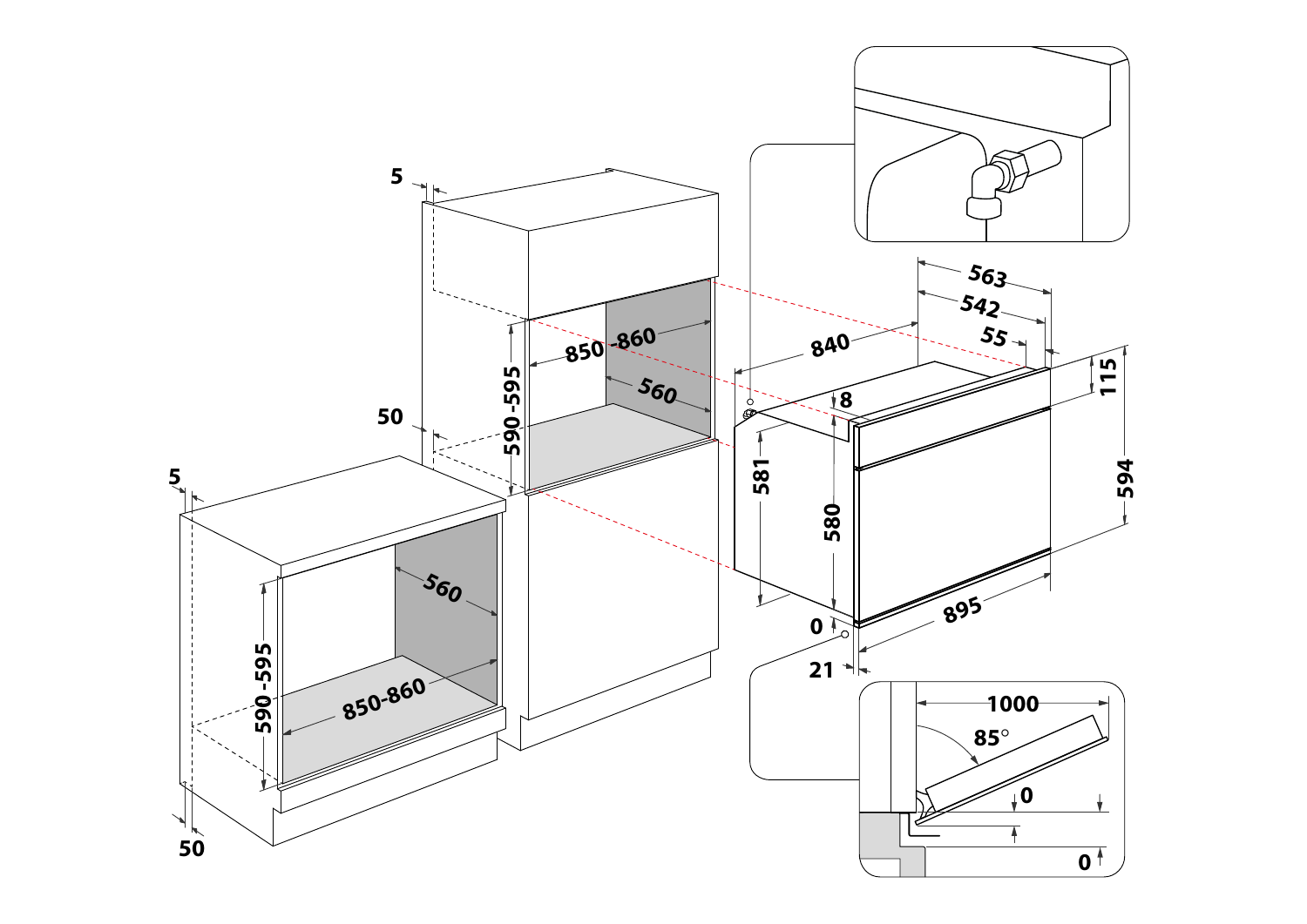5

50

5

50

590-595

850-860

560

590-595

850-860

560

840

563

542

55

115

594

8

581

580

895

0

21

1000

85°

0

0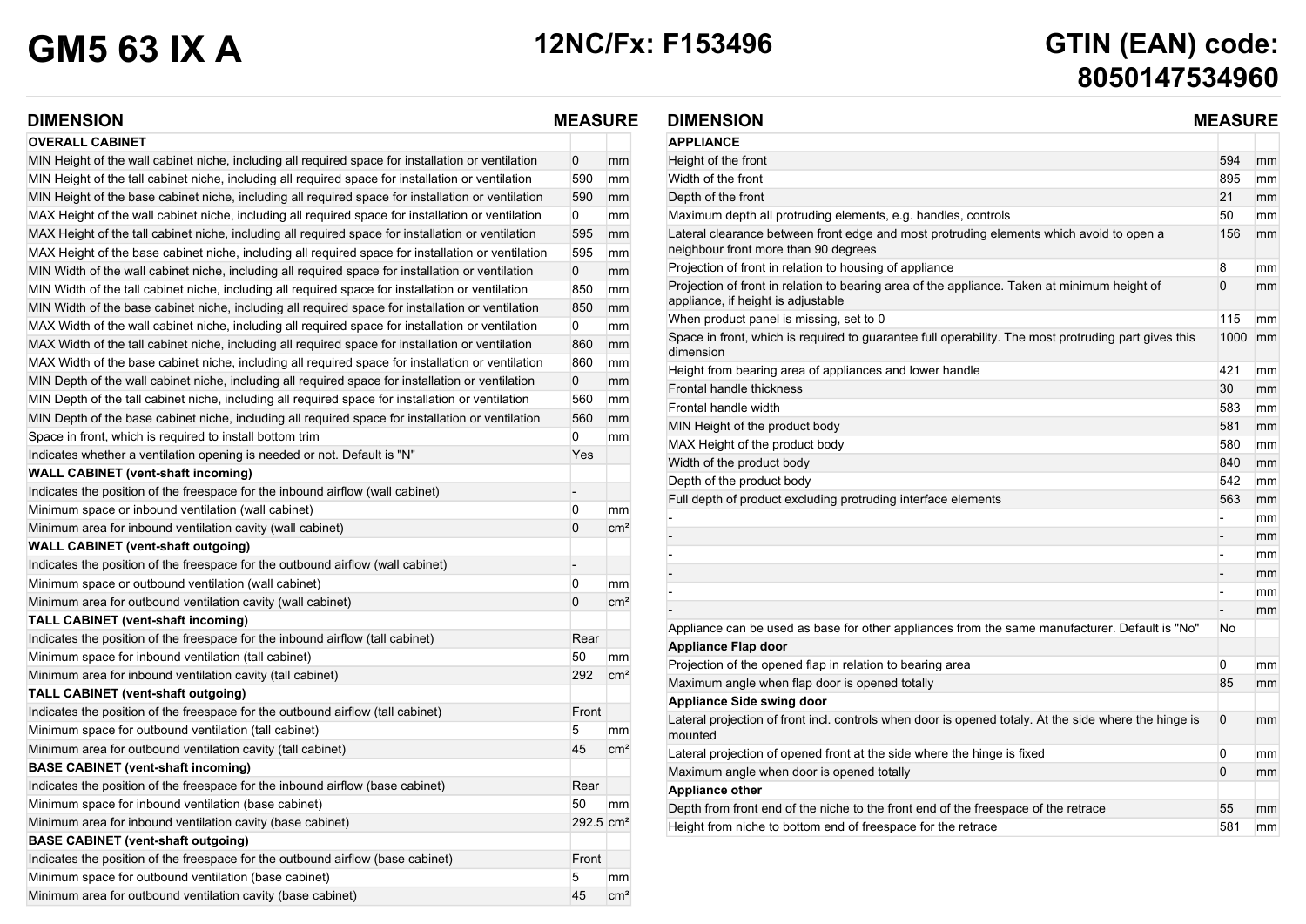# GM5 63 IX A

## 12NC/Fx: F153496

## GTIN (EAN) code: 8050147534960

| DIMENSION | MEASURE | |
|---|---|---|
| **OVERALL CABINET** | | |
| MIN Height of the wall cabinet niche, including all required space for installation or ventilation | 0 | mm |
| MIN Height of the tall cabinet niche, including all required space for installation or ventilation | 590 | mm |
| MIN Height of the base cabinet niche, including all required space for installation or ventilation | 590 | mm |
| MAX Height of the wall cabinet niche, including all required space for installation or ventilation | 0 | mm |
| MAX Height of the tall cabinet niche, including all required space for installation or ventilation | 595 | mm |
| MAX Height of the base cabinet niche, including all required space for installation or ventilation | 595 | mm |
| MIN Width of the wall cabinet niche, including all required space for installation or ventilation | 0 | mm |
| MIN Width of the tall cabinet niche, including all required space for installation or ventilation | 850 | mm |
| MIN Width of the base cabinet niche, including all required space for installation or ventilation | 850 | mm |
| MAX Width of the wall cabinet niche, including all required space for installation or ventilation | 0 | mm |
| MAX Width of the tall cabinet niche, including all required space for installation or ventilation | 860 | mm |
| MAX Width of the base cabinet niche, including all required space for installation or ventilation | 860 | mm |
| MIN Depth of the wall cabinet niche, including all required space for installation or ventilation | 0 | mm |
| MIN Depth of the tall cabinet niche, including all required space for installation or ventilation | 560 | mm |
| MIN Depth of the base cabinet niche, including all required space for installation or ventilation | 560 | mm |
| Space in front, which is required to install bottom trim | 0 | mm |
| Indicates whether a ventilation opening is needed or not. Default is "N" | Yes | |
| **WALL CABINET (vent-shaft incoming)** | | |
| Indicates the position of the freespace for the inbound airflow (wall cabinet) | - | |
| Minimum space or inbound ventilation (wall cabinet) | 0 | mm |
| Minimum area for inbound ventilation cavity (wall cabinet) | 0 | cm² |
| **WALL CABINET (vent-shaft outgoing)** | | |
| Indicates the position of the freespace for the outbound airflow (wall cabinet) | - | |
| Minimum space or outbound ventilation (wall cabinet) | 0 | mm |
| Minimum area for outbound ventilation cavity (wall cabinet) | 0 | cm² |
| **TALL CABINET (vent-shaft incoming)** | | |
| Indicates the position of the freespace for the inbound airflow (tall cabinet) | Rear | |
| Minimum space for inbound ventilation (tall cabinet) | 50 | mm |
| Minimum area for inbound ventilation cavity (tall cabinet) | 292 | cm² |
| **TALL CABINET (vent-shaft outgoing)** | | |
| Indicates the position of the freespace for the outbound airflow (tall cabinet) | Front | |
| Minimum space for outbound ventilation (tall cabinet) | 5 | mm |
| Minimum area for outbound ventilation cavity (tall cabinet) | 45 | cm² |
| **BASE CABINET (vent-shaft incoming)** | | |
| Indicates the position of the freespace for the inbound airflow (base cabinet) | Rear | |
| Minimum space for inbound ventilation (base cabinet) | 50 | mm |
| Minimum area for inbound ventilation cavity (base cabinet) | 292.5 | cm² |
| **BASE CABINET (vent-shaft outgoing)** | | |
| Indicates the position of the freespace for the outbound airflow (base cabinet) | Front | |
| Minimum space for outbound ventilation (base cabinet) | 5 | mm |
| Minimum area for outbound ventilation cavity (base cabinet) | 45 | cm² |

| DIMENSION | MEASURE | |
|---|---|---|
| **APPLIANCE** | | |
| Height of the front | 594 | mm |
| Width of the front | 895 | mm |
| Depth of the front | 21 | mm |
| Maximum depth all protruding elements, e.g. handles, controls | 50 | mm |
| Lateral clearance between front edge and most protruding elements which avoid to open a neighbour front more than 90 degrees | 156 | mm |
| Projection of front in relation to housing of appliance | 8 | mm |
| Projection of front in relation to bearing area of the appliance. Taken at minimum height of appliance, if height is adjustable | 0 | mm |
| When product panel is missing, set to 0 | 115 | mm |
| Space in front, which is required to guarantee full operability. The most protruding part gives this dimension | 1000 | mm |
| Height from bearing area of appliances and lower handle | 421 | mm |
| Frontal handle thickness | 30 | mm |
| Frontal handle width | 583 | mm |
| MIN Height of the product body | 581 | mm |
| MAX Height of the product body | 580 | mm |
| Width of the product body | 840 | mm |
| Depth of the product body | 542 | mm |
| Full depth of product excluding protruding interface elements | 563 | mm |
| - | - | mm |
| - | - | mm |
| - | - | mm |
| - | - | mm |
| - | - | mm |
| - | - | mm |
| Appliance can be used as base for other appliances from the same manufacturer. Default is "No" | No | |
| **Appliance Flap door** | | |
| Projection of the opened flap in relation to bearing area | 0 | mm |
| Maximum angle when flap door is opened totally | 85 | mm |
| **Appliance Side swing door** | | |
| Lateral projection of front incl. controls when door is opened totaly. At the side where the hinge is mounted | 0 | mm |
| Lateral projection of opened front at the side where the hinge is fixed | 0 | mm |
| Maximum angle when door is opened totally | 0 | mm |
| **Appliance other** | | |
| Depth from front end of the niche to the front end of the freespace of the retrace | 55 | mm |
| Height from niche to bottom end of freespace for the retrace | 581 | mm |